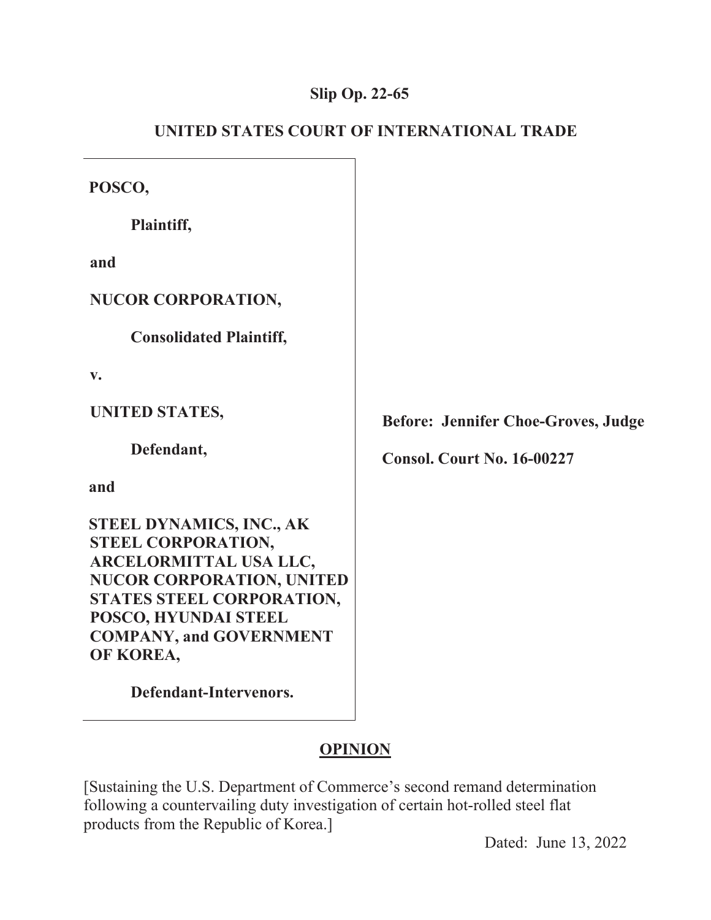**Slip Op. 22-65**

**UNITED STATES COURT OF INTERNATIONAL TRADE**

**POSCO,**

**Plaintiff,**

**and**

**NUCOR CORPORATION,**

**Consolidated Plaintiff,**

**v.**

**UNITED STATES,**

**Defendant,**

**and**

**STEEL DYNAMICS, INC., AK STEEL CORPORATION, ARCELORMITTAL USA LLC, NUCOR CORPORATION, UNITED STATES STEEL CORPORATION, POSCO, HYUNDAI STEEL COMPANY, and GOVERNMENT OF KOREA,**

**Defendant-Intervenors.**

**Before: Jennifer Choe-Groves, Judge**

**Consol. Court No. 16-00227**

**OPINION**

[Sustaining the U.S. Department of Commerce's second remand determination following a countervailing duty investigation of certain hot-rolled steel flat products from the Republic of Korea.]

Dated: June 13, 2022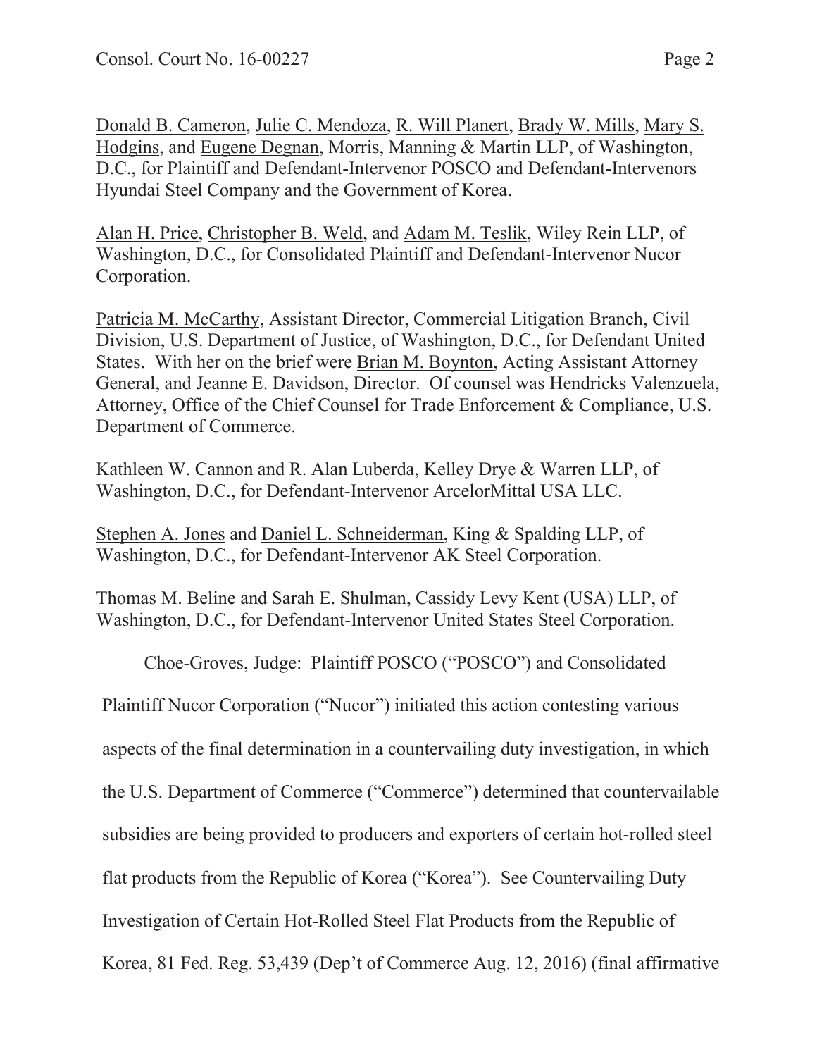Donald B. Cameron, Julie C. Mendoza, R. Will Planert, Brady W. Mills, Mary S. Hodgins, and Eugene Degnan, Morris, Manning & Martin LLP, of Washington, D.C., for Plaintiff and Defendant-Intervenor POSCO and Defendant-Intervenors Hyundai Steel Company and the Government of Korea.

Alan H. Price, Christopher B. Weld, and Adam M. Teslik, Wiley Rein LLP, of Washington, D.C., for Consolidated Plaintiff and Defendant-Intervenor Nucor Corporation.

Patricia M. McCarthy, Assistant Director, Commercial Litigation Branch, Civil Division, U.S. Department of Justice, of Washington, D.C., for Defendant United States. With her on the brief were Brian M. Boynton, Acting Assistant Attorney General, and Jeanne E. Davidson, Director. Of counsel was Hendricks Valenzuela, Attorney, Office of the Chief Counsel for Trade Enforcement & Compliance, U.S. Department of Commerce.

Kathleen W. Cannon and R. Alan Luberda, Kelley Drye & Warren LLP, of Washington, D.C., for Defendant-Intervenor ArcelorMittal USA LLC.

Stephen A. Jones and Daniel L. Schneiderman, King & Spalding LLP, of Washington, D.C., for Defendant-Intervenor AK Steel Corporation.

Thomas M. Beline and Sarah E. Shulman, Cassidy Levy Kent (USA) LLP, of Washington, D.C., for Defendant-Intervenor United States Steel Corporation.

Choe-Groves, Judge: Plaintiff POSCO ("POSCO") and Consolidated Plaintiff Nucor Corporation ("Nucor") initiated this action contesting various aspects of the final determination in a countervailing duty investigation, in which the U.S. Department of Commerce ("Commerce") determined that countervailable subsidies are being provided to producers and exporters of certain hot-rolled steel flat products from the Republic of Korea ("Korea"). See Countervailing Duty Investigation of Certain Hot-Rolled Steel Flat Products from the Republic of Korea, 81 Fed. Reg. 53,439 (Dep't of Commerce Aug. 12, 2016) (final affirmative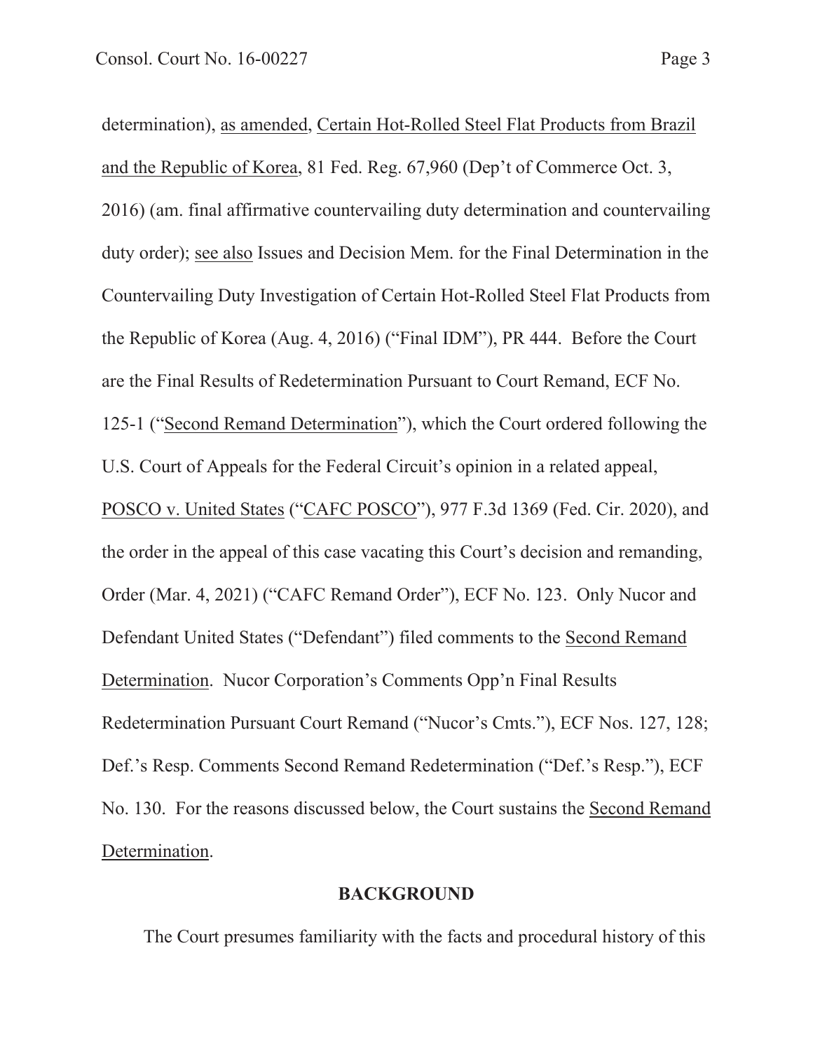determination), as amended, Certain Hot-Rolled Steel Flat Products from Brazil and the Republic of Korea, 81 Fed. Reg. 67,960 (Dep't of Commerce Oct. 3, 2016) (am. final affirmative countervailing duty determination and countervailing duty order); see also Issues and Decision Mem. for the Final Determination in the Countervailing Duty Investigation of Certain Hot-Rolled Steel Flat Products from the Republic of Korea (Aug. 4, 2016) ("Final IDM"), PR 444. Before the Court are the Final Results of Redetermination Pursuant to Court Remand, ECF No. 125-1 ("Second Remand Determination"), which the Court ordered following the U.S. Court of Appeals for the Federal Circuit's opinion in a related appeal, POSCO v. United States ("CAFC POSCO"), 977 F.3d 1369 (Fed. Cir. 2020), and the order in the appeal of this case vacating this Court's decision and remanding, Order (Mar. 4, 2021) ("CAFC Remand Order"), ECF No. 123. Only Nucor and Defendant United States ("Defendant") filed comments to the Second Remand Determination. Nucor Corporation's Comments Opp'n Final Results Redetermination Pursuant Court Remand ("Nucor's Cmts."), ECF Nos. 127, 128; Def.'s Resp. Comments Second Remand Redetermination ("Def.'s Resp."), ECF No. 130. For the reasons discussed below, the Court sustains the Second Remand Determination.

## BACKGROUND

The Court presumes familiarity with the facts and procedural history of this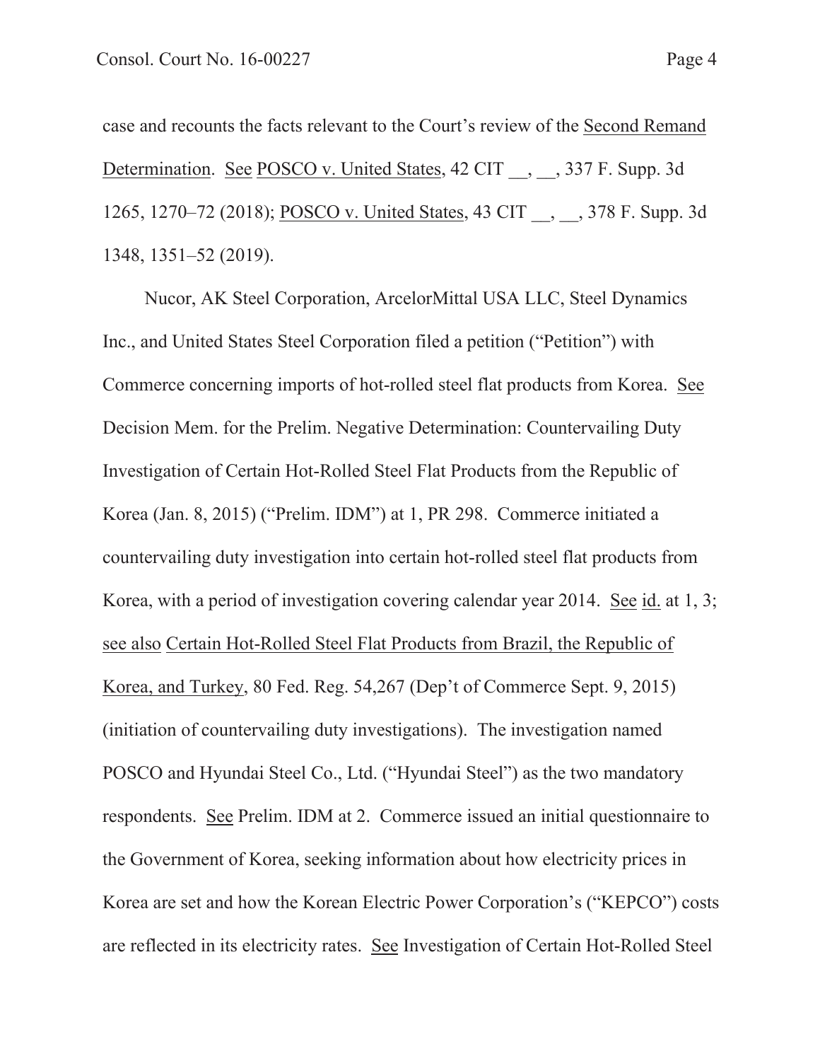case and recounts the facts relevant to the Court's review of the Second Remand Determination. See POSCO v. United States, 42 CIT __, __, 337 F. Supp. 3d 1265, 1270–72 (2018); POSCO v. United States, 43 CIT __, __, 378 F. Supp. 3d 1348, 1351–52 (2019).

Nucor, AK Steel Corporation, ArcelorMittal USA LLC, Steel Dynamics Inc., and United States Steel Corporation filed a petition ("Petition") with Commerce concerning imports of hot-rolled steel flat products from Korea. See Decision Mem. for the Prelim. Negative Determination: Countervailing Duty Investigation of Certain Hot-Rolled Steel Flat Products from the Republic of Korea (Jan. 8, 2015) ("Prelim. IDM") at 1, PR 298. Commerce initiated a countervailing duty investigation into certain hot-rolled steel flat products from Korea, with a period of investigation covering calendar year 2014. See id. at 1, 3; see also Certain Hot-Rolled Steel Flat Products from Brazil, the Republic of Korea, and Turkey, 80 Fed. Reg. 54,267 (Dep't of Commerce Sept. 9, 2015) (initiation of countervailing duty investigations). The investigation named POSCO and Hyundai Steel Co., Ltd. ("Hyundai Steel") as the two mandatory respondents. See Prelim. IDM at 2. Commerce issued an initial questionnaire to the Government of Korea, seeking information about how electricity prices in Korea are set and how the Korean Electric Power Corporation's ("KEPCO") costs are reflected in its electricity rates. See Investigation of Certain Hot-Rolled Steel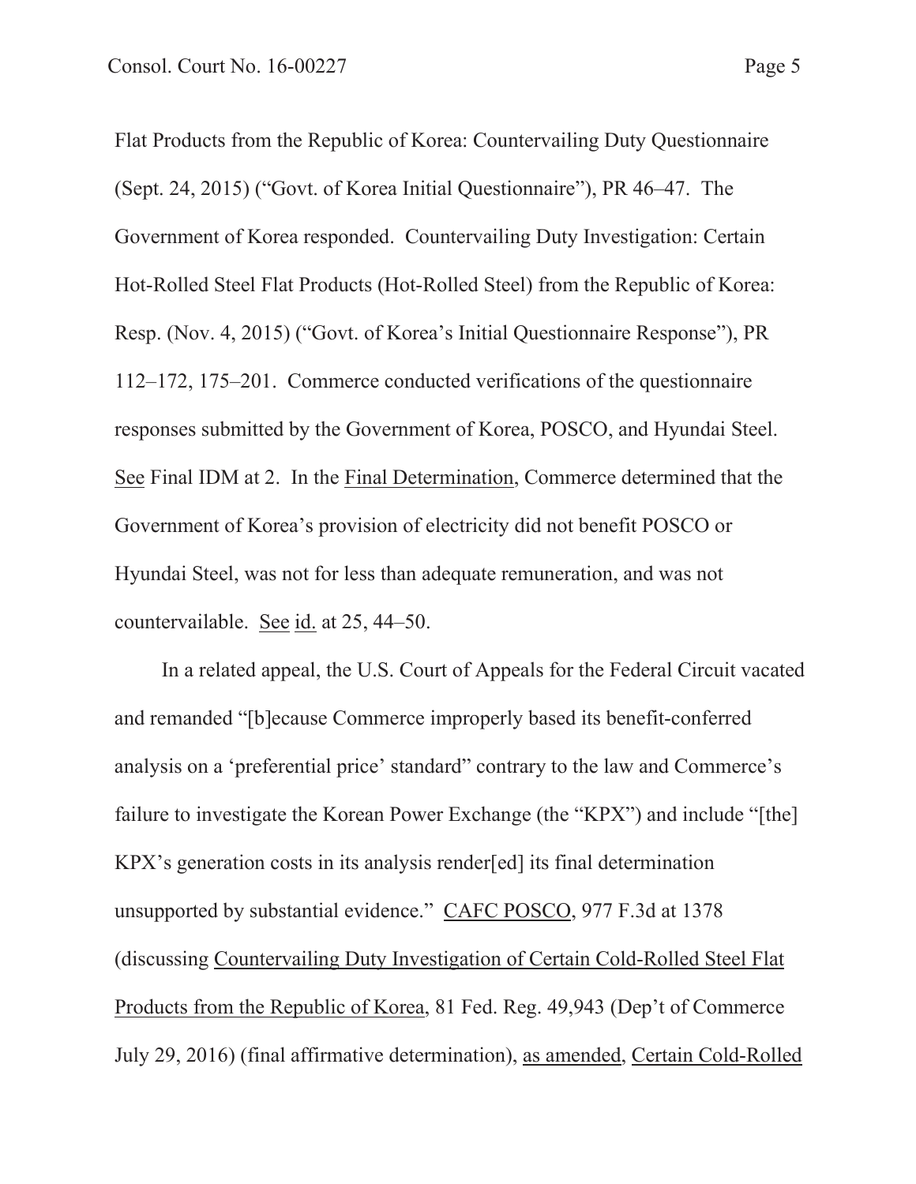Flat Products from the Republic of Korea: Countervailing Duty Questionnaire (Sept. 24, 2015) ("Govt. of Korea Initial Questionnaire"), PR 46–47. The Government of Korea responded. Countervailing Duty Investigation: Certain Hot-Rolled Steel Flat Products (Hot-Rolled Steel) from the Republic of Korea: Resp. (Nov. 4, 2015) ("Govt. of Korea's Initial Questionnaire Response"), PR 112–172, 175–201. Commerce conducted verifications of the questionnaire responses submitted by the Government of Korea, POSCO, and Hyundai Steel. See Final IDM at 2. In the Final Determination, Commerce determined that the Government of Korea's provision of electricity did not benefit POSCO or Hyundai Steel, was not for less than adequate remuneration, and was not countervailable. See id. at 25, 44–50.

In a related appeal, the U.S. Court of Appeals for the Federal Circuit vacated and remanded "[b]ecause Commerce improperly based its benefit-conferred analysis on a 'preferential price' standard" contrary to the law and Commerce's failure to investigate the Korean Power Exchange (the "KPX") and include "[the] KPX's generation costs in its analysis render[ed] its final determination unsupported by substantial evidence." CAFC POSCO, 977 F.3d at 1378 (discussing Countervailing Duty Investigation of Certain Cold-Rolled Steel Flat Products from the Republic of Korea, 81 Fed. Reg. 49,943 (Dep't of Commerce July 29, 2016) (final affirmative determination), as amended, Certain Cold-Rolled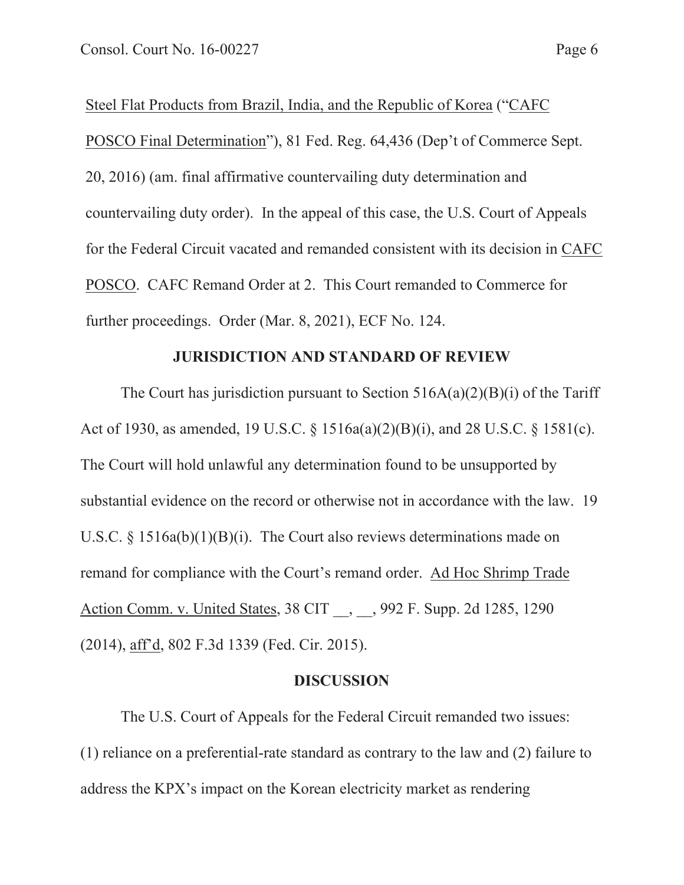Steel Flat Products from Brazil, India, and the Republic of Korea ("CAFC POSCO Final Determination"), 81 Fed. Reg. 64,436 (Dep't of Commerce Sept. 20, 2016) (am. final affirmative countervailing duty determination and countervailing duty order). In the appeal of this case, the U.S. Court of Appeals for the Federal Circuit vacated and remanded consistent with its decision in CAFC POSCO. CAFC Remand Order at 2. This Court remanded to Commerce for further proceedings. Order (Mar. 8, 2021), ECF No. 124.

## JURISDICTION AND STANDARD OF REVIEW

The Court has jurisdiction pursuant to Section 516A(a)(2)(B)(i) of the Tariff Act of 1930, as amended, 19 U.S.C. § 1516a(a)(2)(B)(i), and 28 U.S.C. § 1581(c). The Court will hold unlawful any determination found to be unsupported by substantial evidence on the record or otherwise not in accordance with the law. 19 U.S.C. § 1516a(b)(1)(B)(i). The Court also reviews determinations made on remand for compliance with the Court's remand order. Ad Hoc Shrimp Trade Action Comm. v. United States, 38 CIT __, __, 992 F. Supp. 2d 1285, 1290 (2014), aff'd, 802 F.3d 1339 (Fed. Cir. 2015).

## DISCUSSION

The U.S. Court of Appeals for the Federal Circuit remanded two issues: (1) reliance on a preferential-rate standard as contrary to the law and (2) failure to address the KPX's impact on the Korean electricity market as rendering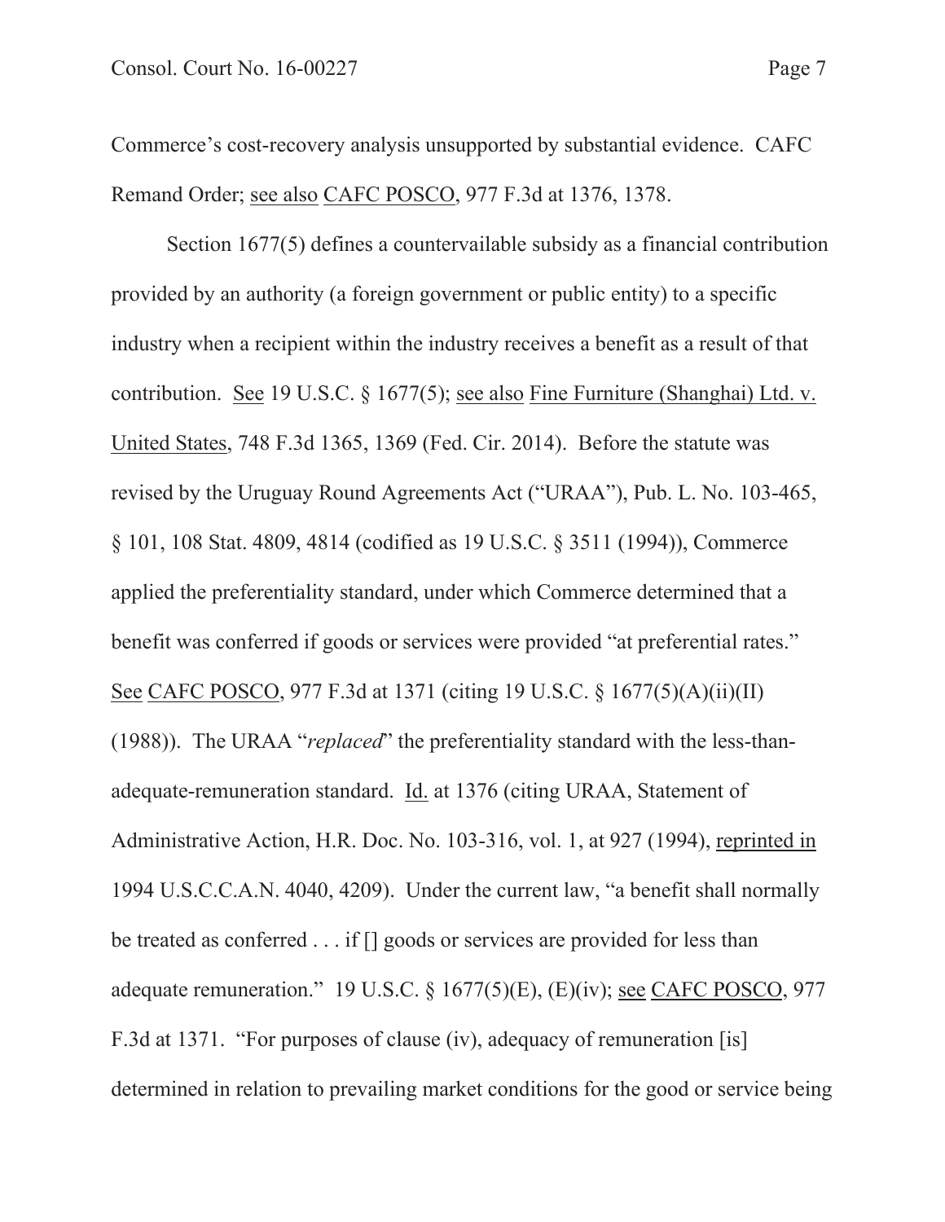Commerce's cost-recovery analysis unsupported by substantial evidence. CAFC Remand Order; see also CAFC POSCO, 977 F.3d at 1376, 1378.

Section 1677(5) defines a countervailable subsidy as a financial contribution provided by an authority (a foreign government or public entity) to a specific industry when a recipient within the industry receives a benefit as a result of that contribution. See 19 U.S.C. § 1677(5); see also Fine Furniture (Shanghai) Ltd. v. United States, 748 F.3d 1365, 1369 (Fed. Cir. 2014). Before the statute was revised by the Uruguay Round Agreements Act ("URAA"), Pub. L. No. 103-465, § 101, 108 Stat. 4809, 4814 (codified as 19 U.S.C. § 3511 (1994)), Commerce applied the preferentiality standard, under which Commerce determined that a benefit was conferred if goods or services were provided "at preferential rates." See CAFC POSCO, 977 F.3d at 1371 (citing 19 U.S.C. § 1677(5)(A)(ii)(II) (1988)). The URAA "*replaced*" the preferentiality standard with the less-than-adequate-remuneration standard. Id. at 1376 (citing URAA, Statement of Administrative Action, H.R. Doc. No. 103-316, vol. 1, at 927 (1994), reprinted in 1994 U.S.C.C.A.N. 4040, 4209). Under the current law, "a benefit shall normally be treated as conferred . . . if [] goods or services are provided for less than adequate remuneration." 19 U.S.C. § 1677(5)(E), (E)(iv); see CAFC POSCO, 977 F.3d at 1371. "For purposes of clause (iv), adequacy of remuneration [is] determined in relation to prevailing market conditions for the good or service being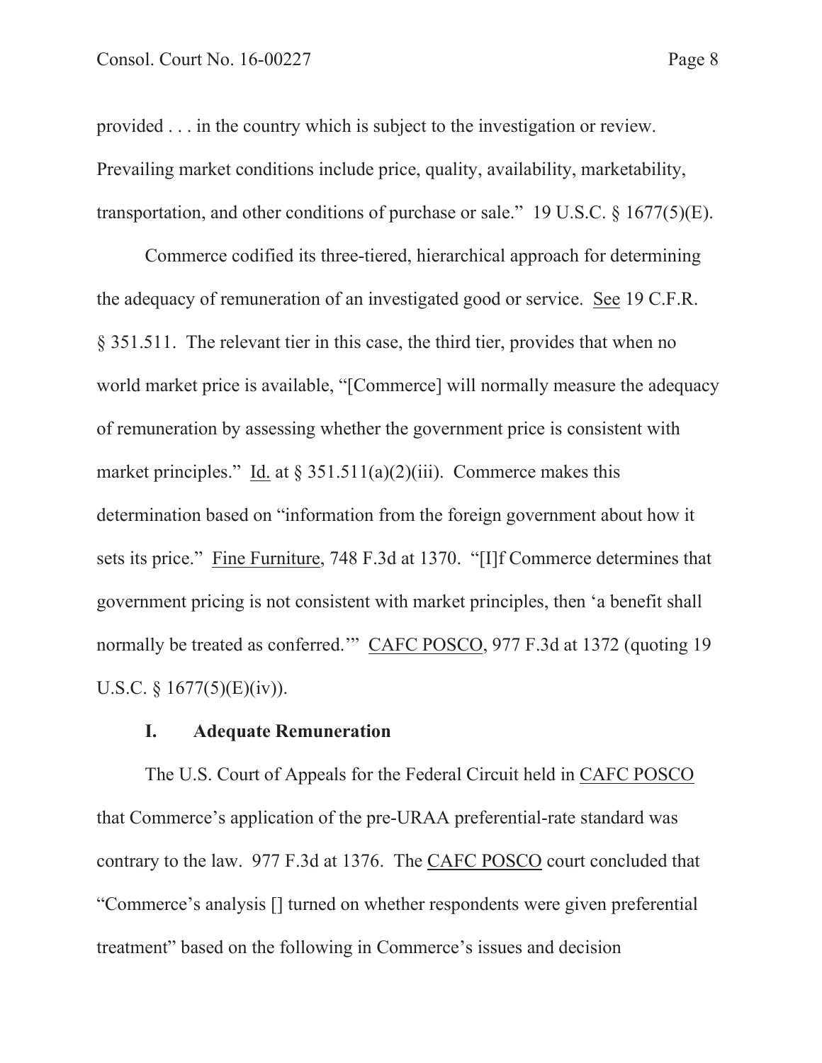provided . . . in the country which is subject to the investigation or review. Prevailing market conditions include price, quality, availability, marketability, transportation, and other conditions of purchase or sale." 19 U.S.C. § 1677(5)(E).

Commerce codified its three-tiered, hierarchical approach for determining the adequacy of remuneration of an investigated good or service. See 19 C.F.R. § 351.511. The relevant tier in this case, the third tier, provides that when no world market price is available, "[Commerce] will normally measure the adequacy of remuneration by assessing whether the government price is consistent with market principles." Id. at § 351.511(a)(2)(iii). Commerce makes this determination based on "information from the foreign government about how it sets its price." Fine Furniture, 748 F.3d at 1370. "[I]f Commerce determines that government pricing is not consistent with market principles, then 'a benefit shall normally be treated as conferred.'" CAFC POSCO, 977 F.3d at 1372 (quoting 19 U.S.C. § 1677(5)(E)(iv)).

## I. Adequate Remuneration

The U.S. Court of Appeals for the Federal Circuit held in CAFC POSCO that Commerce's application of the pre-URAA preferential-rate standard was contrary to the law. 977 F.3d at 1376. The CAFC POSCO court concluded that "Commerce's analysis [] turned on whether respondents were given preferential treatment" based on the following in Commerce's issues and decision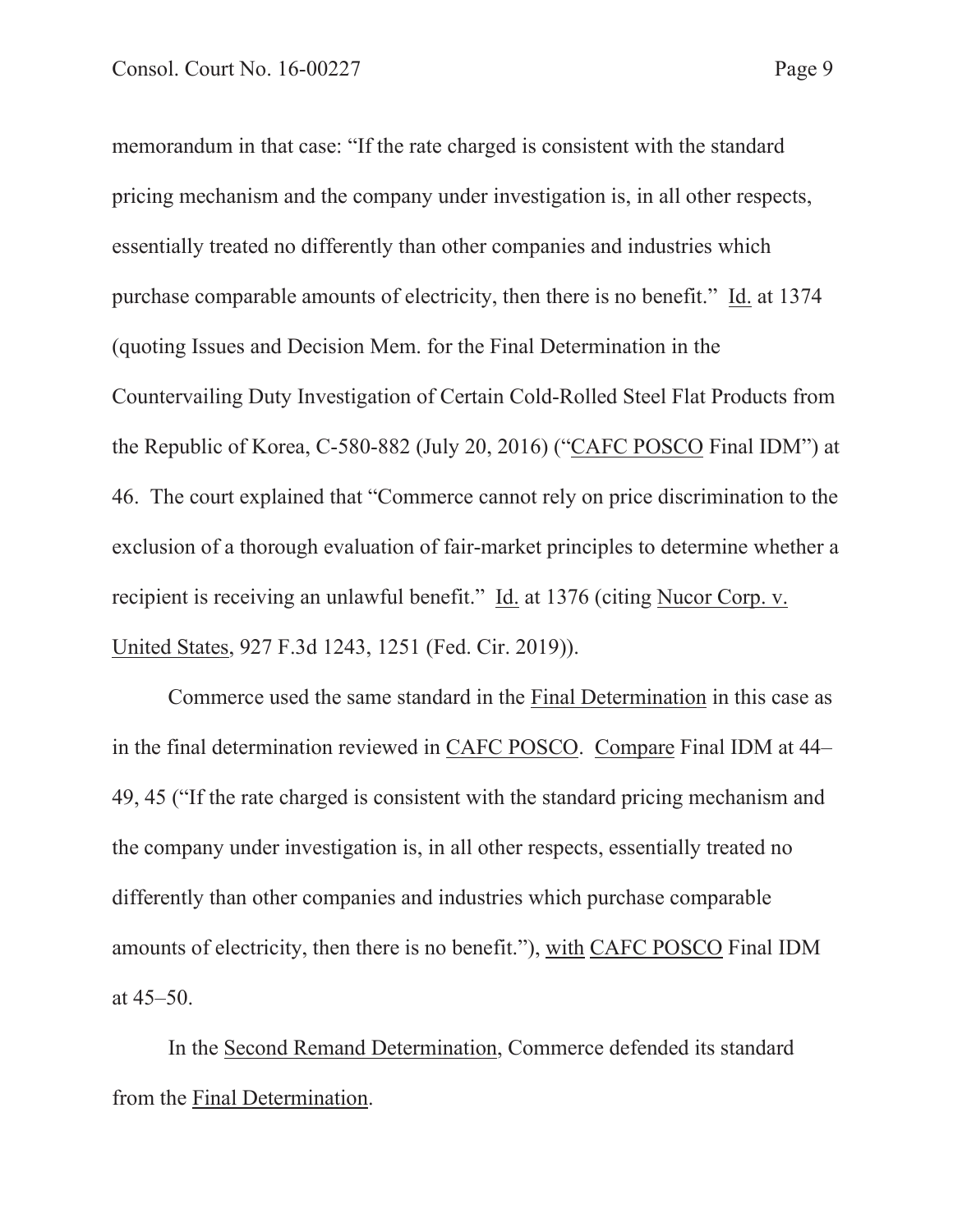memorandum in that case: "If the rate charged is consistent with the standard pricing mechanism and the company under investigation is, in all other respects, essentially treated no differently than other companies and industries which purchase comparable amounts of electricity, then there is no benefit." Id. at 1374 (quoting Issues and Decision Mem. for the Final Determination in the Countervailing Duty Investigation of Certain Cold-Rolled Steel Flat Products from the Republic of Korea, C-580-882 (July 20, 2016) ("CAFC POSCO Final IDM") at 46. The court explained that "Commerce cannot rely on price discrimination to the exclusion of a thorough evaluation of fair-market principles to determine whether a recipient is receiving an unlawful benefit." Id. at 1376 (citing Nucor Corp. v. United States, 927 F.3d 1243, 1251 (Fed. Cir. 2019)).

Commerce used the same standard in the Final Determination in this case as in the final determination reviewed in CAFC POSCO. Compare Final IDM at 44–49, 45 ("If the rate charged is consistent with the standard pricing mechanism and the company under investigation is, in all other respects, essentially treated no differently than other companies and industries which purchase comparable amounts of electricity, then there is no benefit."), with CAFC POSCO Final IDM at 45–50.

In the Second Remand Determination, Commerce defended its standard from the Final Determination.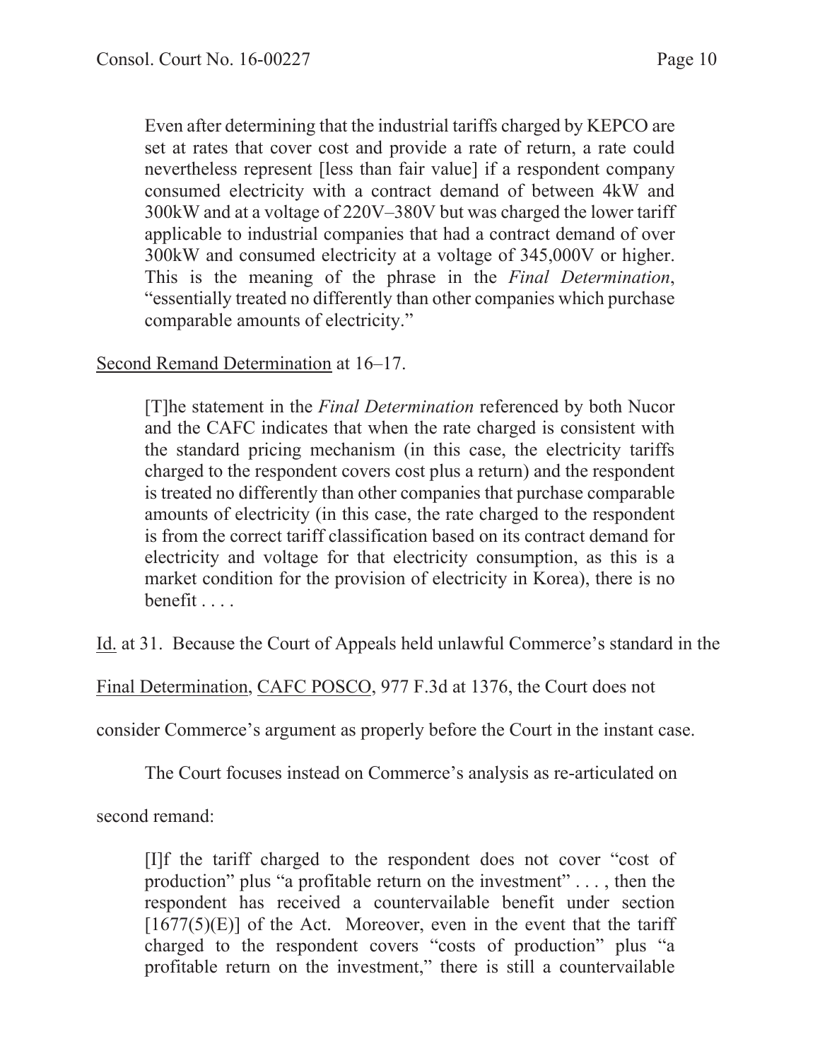> Even after determining that the industrial tariffs charged by KEPCO are set at rates that cover cost and provide a rate of return, a rate could nevertheless represent [less than fair value] if a respondent company consumed electricity with a contract demand of between 4kW and 300kW and at a voltage of 220V–380V but was charged the lower tariff applicable to industrial companies that had a contract demand of over 300kW and consumed electricity at a voltage of 345,000V or higher. This is the meaning of the phrase in the *Final Determination*, "essentially treated no differently than other companies which purchase comparable amounts of electricity."

Second Remand Determination at 16–17.

> [T]he statement in the *Final Determination* referenced by both Nucor and the CAFC indicates that when the rate charged is consistent with the standard pricing mechanism (in this case, the electricity tariffs charged to the respondent covers cost plus a return) and the respondent is treated no differently than other companies that purchase comparable amounts of electricity (in this case, the rate charged to the respondent is from the correct tariff classification based on its contract demand for electricity and voltage for that electricity consumption, as this is a market condition for the provision of electricity in Korea), there is no benefit . . . .

Id. at 31. Because the Court of Appeals held unlawful Commerce's standard in the Final Determination, CAFC POSCO, 977 F.3d at 1376, the Court does not consider Commerce's argument as properly before the Court in the instant case.

The Court focuses instead on Commerce's analysis as re-articulated on second remand:

> [I]f the tariff charged to the respondent does not cover "cost of production" plus "a profitable return on the investment" . . . , then the respondent has received a countervailable benefit under section [1677(5)(E)] of the Act. Moreover, even in the event that the tariff charged to the respondent covers "costs of production" plus "a profitable return on the investment," there is still a countervailable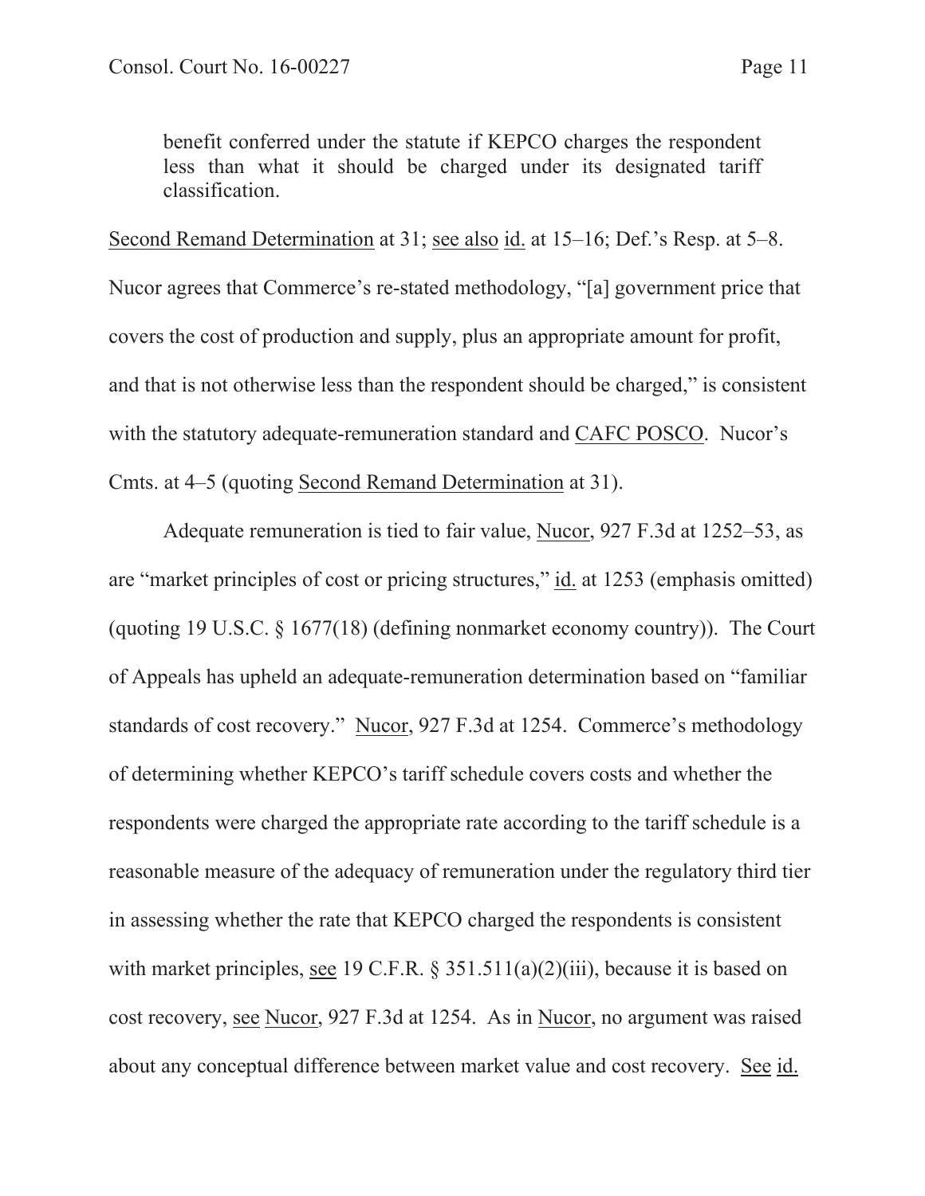> benefit conferred under the statute if KEPCO charges the respondent less than what it should be charged under its designated tariff classification.

Second Remand Determination at 31; see also id. at 15–16; Def.'s Resp. at 5–8. Nucor agrees that Commerce's re-stated methodology, "[a] government price that covers the cost of production and supply, plus an appropriate amount for profit, and that is not otherwise less than the respondent should be charged," is consistent with the statutory adequate-remuneration standard and CAFC POSCO. Nucor's Cmts. at 4–5 (quoting Second Remand Determination at 31).

Adequate remuneration is tied to fair value, Nucor, 927 F.3d at 1252–53, as are "market principles of cost or pricing structures," id. at 1253 (emphasis omitted) (quoting 19 U.S.C. § 1677(18) (defining nonmarket economy country)). The Court of Appeals has upheld an adequate-remuneration determination based on "familiar standards of cost recovery." Nucor, 927 F.3d at 1254. Commerce's methodology of determining whether KEPCO's tariff schedule covers costs and whether the respondents were charged the appropriate rate according to the tariff schedule is a reasonable measure of the adequacy of remuneration under the regulatory third tier in assessing whether the rate that KEPCO charged the respondents is consistent with market principles, see 19 C.F.R. § 351.511(a)(2)(iii), because it is based on cost recovery, see Nucor, 927 F.3d at 1254. As in Nucor, no argument was raised about any conceptual difference between market value and cost recovery. See id.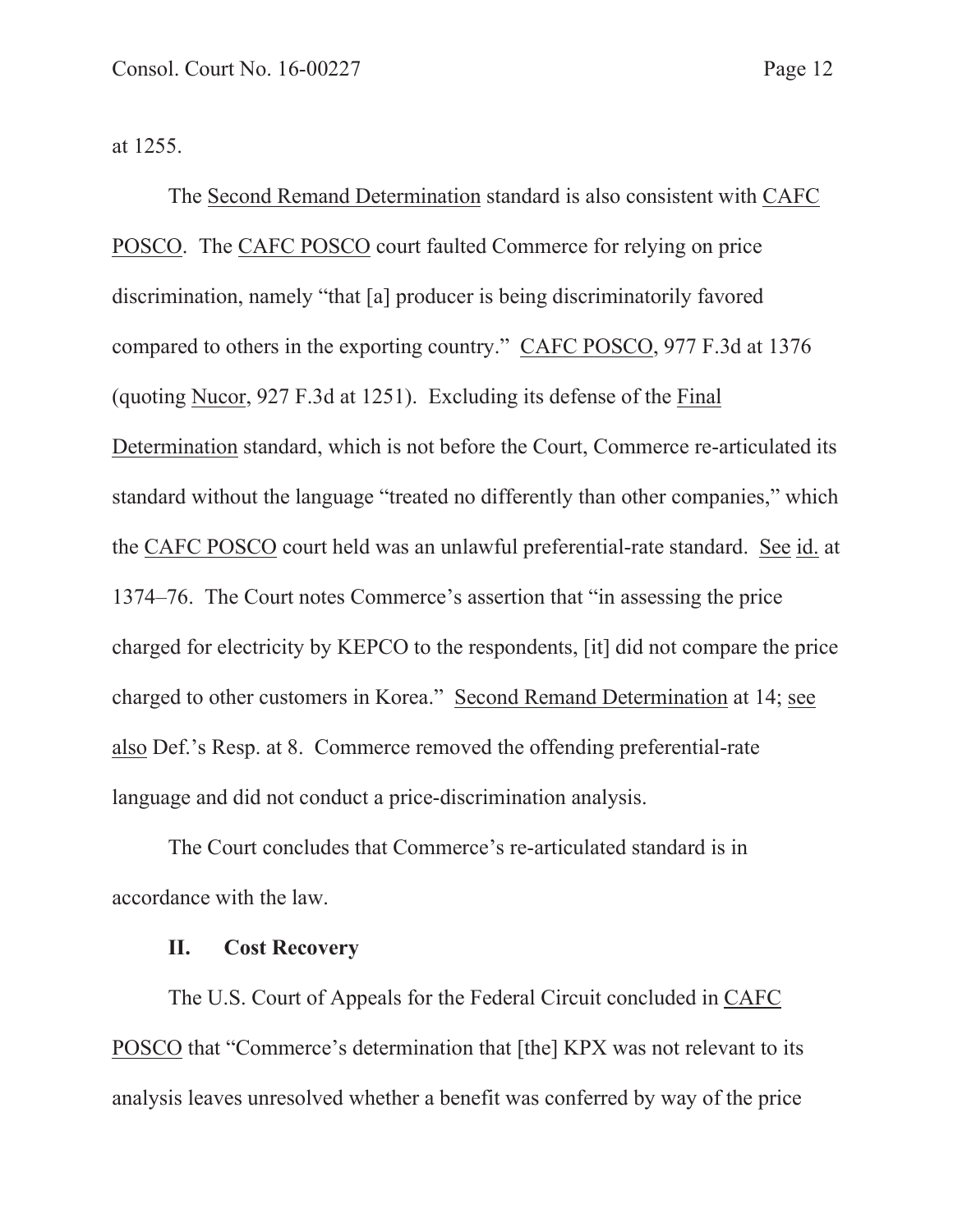at 1255.

The Second Remand Determination standard is also consistent with CAFC POSCO. The CAFC POSCO court faulted Commerce for relying on price discrimination, namely "that [a] producer is being discriminatorily favored compared to others in the exporting country." CAFC POSCO, 977 F.3d at 1376 (quoting Nucor, 927 F.3d at 1251). Excluding its defense of the Final Determination standard, which is not before the Court, Commerce re-articulated its standard without the language "treated no differently than other companies," which the CAFC POSCO court held was an unlawful preferential-rate standard. See id. at 1374–76. The Court notes Commerce's assertion that "in assessing the price charged for electricity by KEPCO to the respondents, [it] did not compare the price charged to other customers in Korea." Second Remand Determination at 14; see also Def.'s Resp. at 8. Commerce removed the offending preferential-rate language and did not conduct a price-discrimination analysis.

The Court concludes that Commerce's re-articulated standard is in accordance with the law.

## II. Cost Recovery

The U.S. Court of Appeals for the Federal Circuit concluded in CAFC POSCO that "Commerce's determination that [the] KPX was not relevant to its analysis leaves unresolved whether a benefit was conferred by way of the price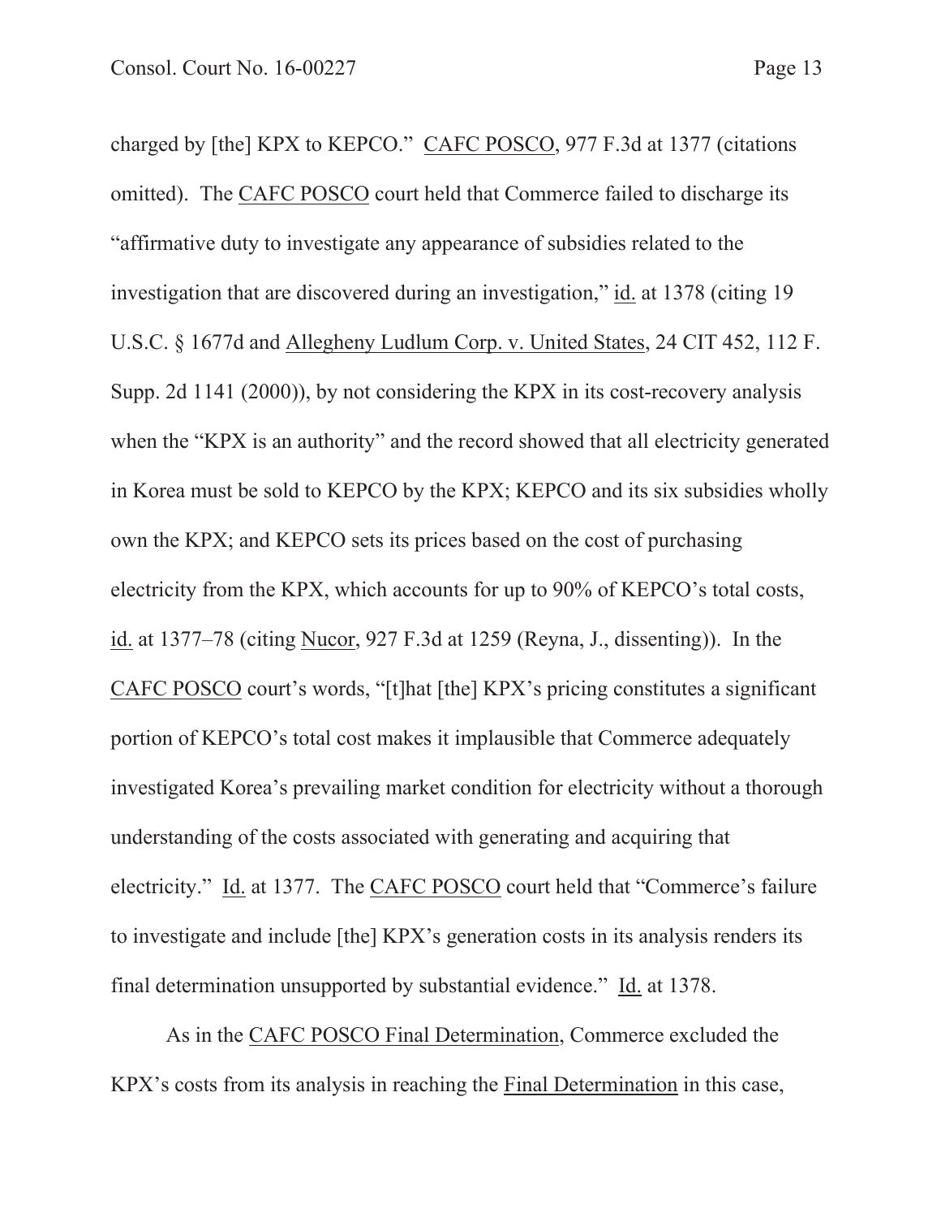charged by [the] KPX to KEPCO." CAFC POSCO, 977 F.3d at 1377 (citations omitted). The CAFC POSCO court held that Commerce failed to discharge its "affirmative duty to investigate any appearance of subsidies related to the investigation that are discovered during an investigation," id. at 1378 (citing 19 U.S.C. § 1677d and Allegheny Ludlum Corp. v. United States, 24 CIT 452, 112 F. Supp. 2d 1141 (2000)), by not considering the KPX in its cost-recovery analysis when the "KPX is an authority" and the record showed that all electricity generated in Korea must be sold to KEPCO by the KPX; KEPCO and its six subsidies wholly own the KPX; and KEPCO sets its prices based on the cost of purchasing electricity from the KPX, which accounts for up to 90% of KEPCO's total costs, id. at 1377–78 (citing Nucor, 927 F.3d at 1259 (Reyna, J., dissenting)). In the CAFC POSCO court's words, "[t]hat [the] KPX's pricing constitutes a significant portion of KEPCO's total cost makes it implausible that Commerce adequately investigated Korea's prevailing market condition for electricity without a thorough understanding of the costs associated with generating and acquiring that electricity." Id. at 1377. The CAFC POSCO court held that "Commerce's failure to investigate and include [the] KPX's generation costs in its analysis renders its final determination unsupported by substantial evidence." Id. at 1378.

As in the CAFC POSCO Final Determination, Commerce excluded the KPX's costs from its analysis in reaching the Final Determination in this case,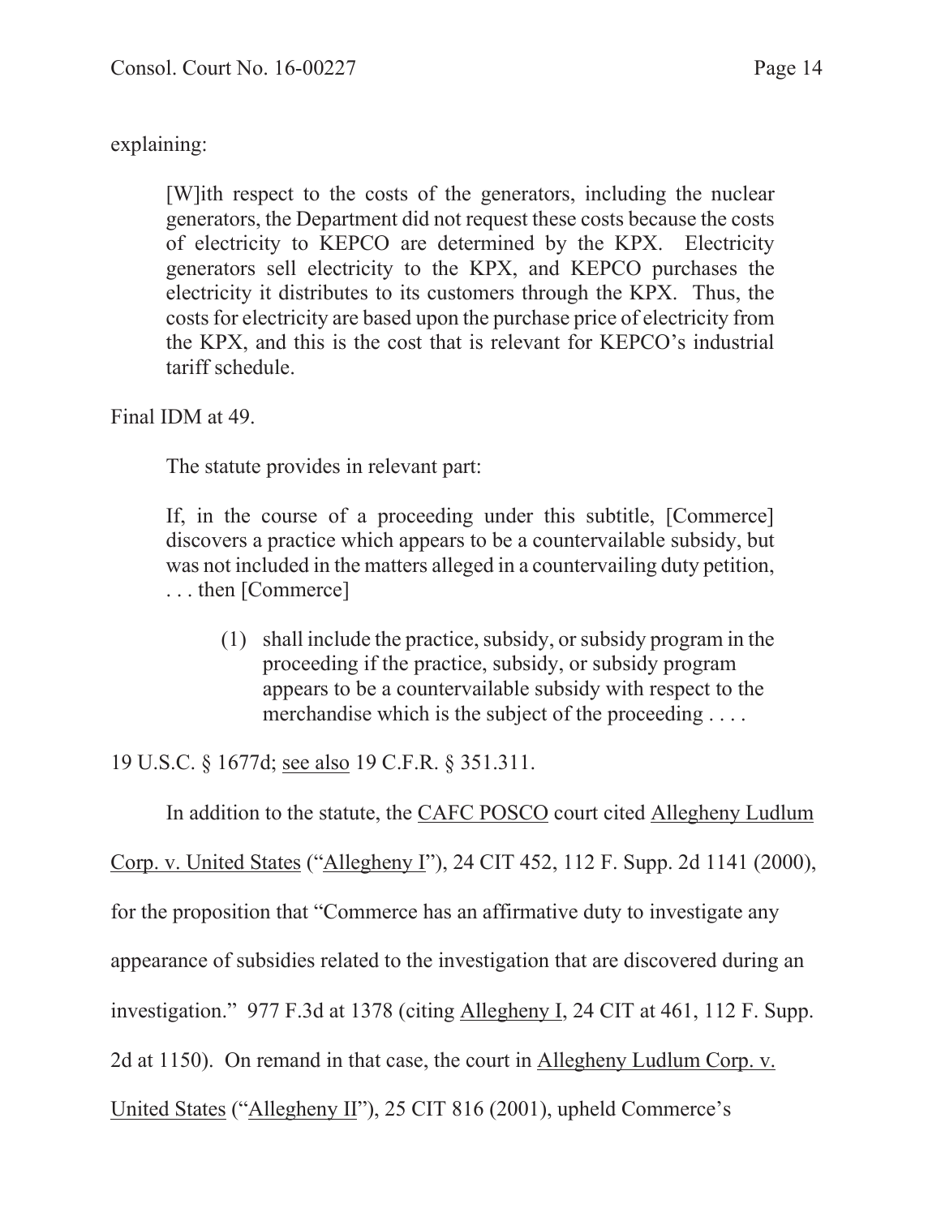explaining:

> [W]ith respect to the costs of the generators, including the nuclear generators, the Department did not request these costs because the costs of electricity to KEPCO are determined by the KPX. Electricity generators sell electricity to the KPX, and KEPCO purchases the electricity it distributes to its customers through the KPX. Thus, the costs for electricity are based upon the purchase price of electricity from the KPX, and this is the cost that is relevant for KEPCO's industrial tariff schedule.

Final IDM at 49.

The statute provides in relevant part:

> If, in the course of a proceeding under this subtitle, [Commerce] discovers a practice which appears to be a countervailable subsidy, but was not included in the matters alleged in a countervailing duty petition, . . . then [Commerce]
>
> > (1) shall include the practice, subsidy, or subsidy program in the proceeding if the practice, subsidy, or subsidy program appears to be a countervailable subsidy with respect to the merchandise which is the subject of the proceeding . . . .

19 U.S.C. § 1677d; <u>see also</u> 19 C.F.R. § 351.311.

In addition to the statute, the <u>CAFC POSCO</u> court cited <u>Allegheny Ludlum Corp. v. United States</u> ("<u>Allegheny I</u>"), 24 CIT 452, 112 F. Supp. 2d 1141 (2000), for the proposition that "Commerce has an affirmative duty to investigate any appearance of subsidies related to the investigation that are discovered during an investigation." 977 F.3d at 1378 (citing <u>Allegheny I</u>, 24 CIT at 461, 112 F. Supp. 2d at 1150). On remand in that case, the court in <u>Allegheny Ludlum Corp. v. United States</u> ("<u>Allegheny II</u>"), 25 CIT 816 (2001), upheld Commerce's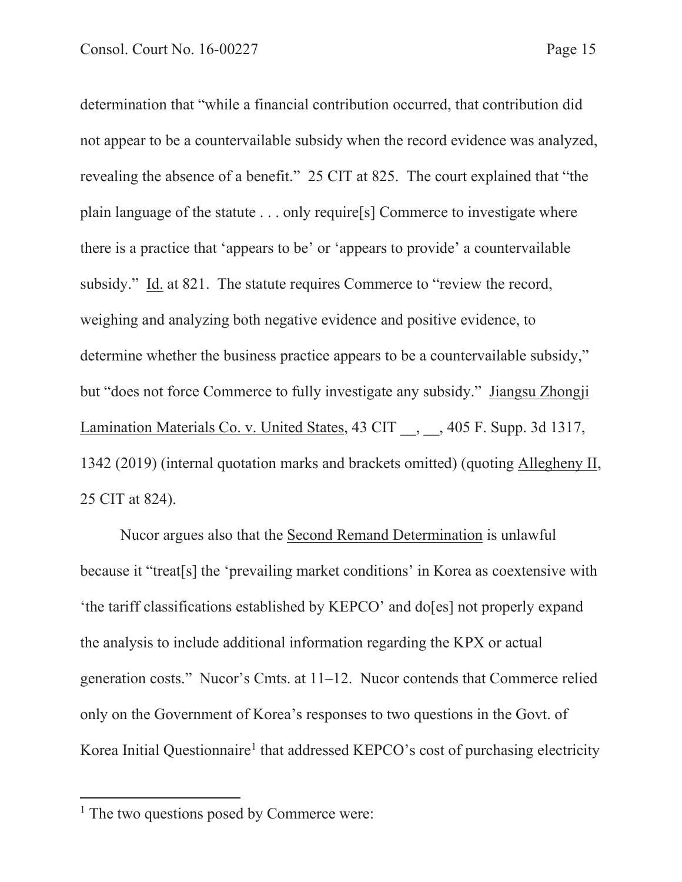determination that "while a financial contribution occurred, that contribution did not appear to be a countervailable subsidy when the record evidence was analyzed, revealing the absence of a benefit." 25 CIT at 825. The court explained that "the plain language of the statute . . . only require[s] Commerce to investigate where there is a practice that 'appears to be' or 'appears to provide' a countervailable subsidy." Id. at 821. The statute requires Commerce to "review the record, weighing and analyzing both negative evidence and positive evidence, to determine whether the business practice appears to be a countervailable subsidy," but "does not force Commerce to fully investigate any subsidy." Jiangsu Zhongji Lamination Materials Co. v. United States, 43 CIT __, __, 405 F. Supp. 3d 1317, 1342 (2019) (internal quotation marks and brackets omitted) (quoting Allegheny II, 25 CIT at 824).

Nucor argues also that the Second Remand Determination is unlawful because it "treat[s] the 'prevailing market conditions' in Korea as coextensive with 'the tariff classifications established by KEPCO' and do[es] not properly expand the analysis to include additional information regarding the KPX or actual generation costs." Nucor's Cmts. at 11–12. Nucor contends that Commerce relied only on the Government of Korea's responses to two questions in the Govt. of Korea Initial Questionnaire[1] that addressed KEPCO's cost of purchasing electricity

[1] The two questions posed by Commerce were: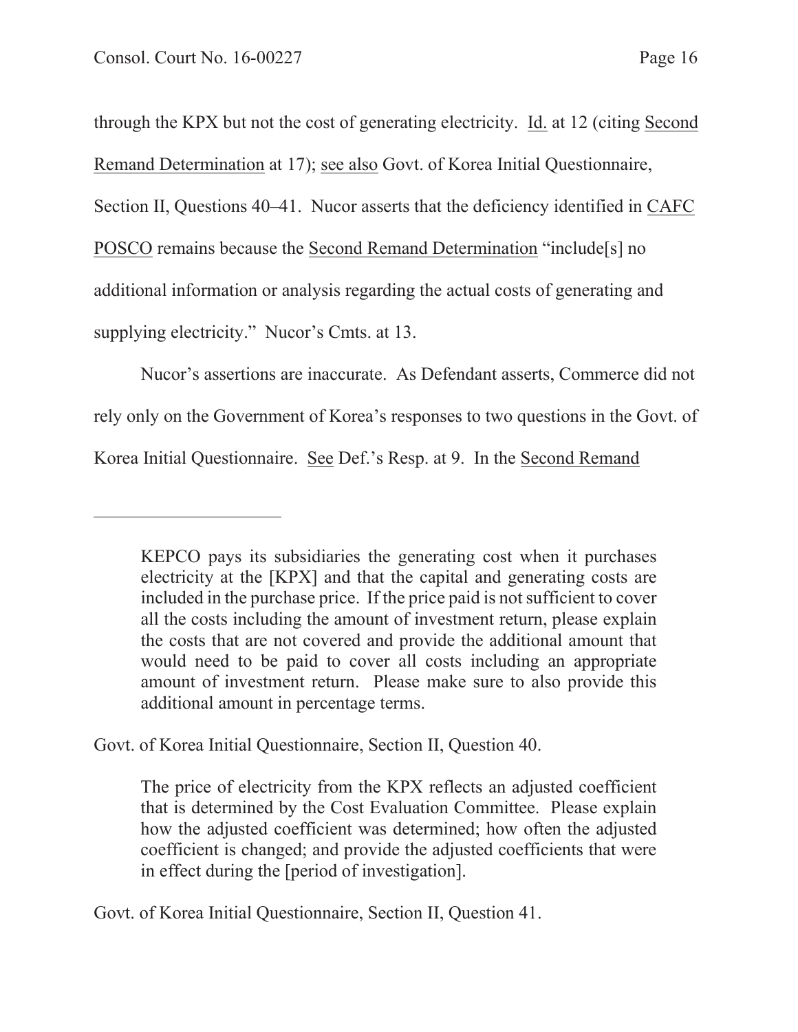through the KPX but not the cost of generating electricity. Id. at 12 (citing Second Remand Determination at 17); see also Govt. of Korea Initial Questionnaire, Section II, Questions 40–41. Nucor asserts that the deficiency identified in CAFC POSCO remains because the Second Remand Determination "include[s] no additional information or analysis regarding the actual costs of generating and supplying electricity." Nucor's Cmts. at 13.

Nucor's assertions are inaccurate. As Defendant asserts, Commerce did not rely only on the Government of Korea's responses to two questions in the Govt. of Korea Initial Questionnaire. See Def.'s Resp. at 9. In the Second Remand

---

> KEPCO pays its subsidiaries the generating cost when it purchases electricity at the [KPX] and that the capital and generating costs are included in the purchase price. If the price paid is not sufficient to cover all the costs including the amount of investment return, please explain the costs that are not covered and provide the additional amount that would need to be paid to cover all costs including an appropriate amount of investment return. Please make sure to also provide this additional amount in percentage terms.

Govt. of Korea Initial Questionnaire, Section II, Question 40.

> The price of electricity from the KPX reflects an adjusted coefficient that is determined by the Cost Evaluation Committee. Please explain how the adjusted coefficient was determined; how often the adjusted coefficient is changed; and provide the adjusted coefficients that were in effect during the [period of investigation].

Govt. of Korea Initial Questionnaire, Section II, Question 41.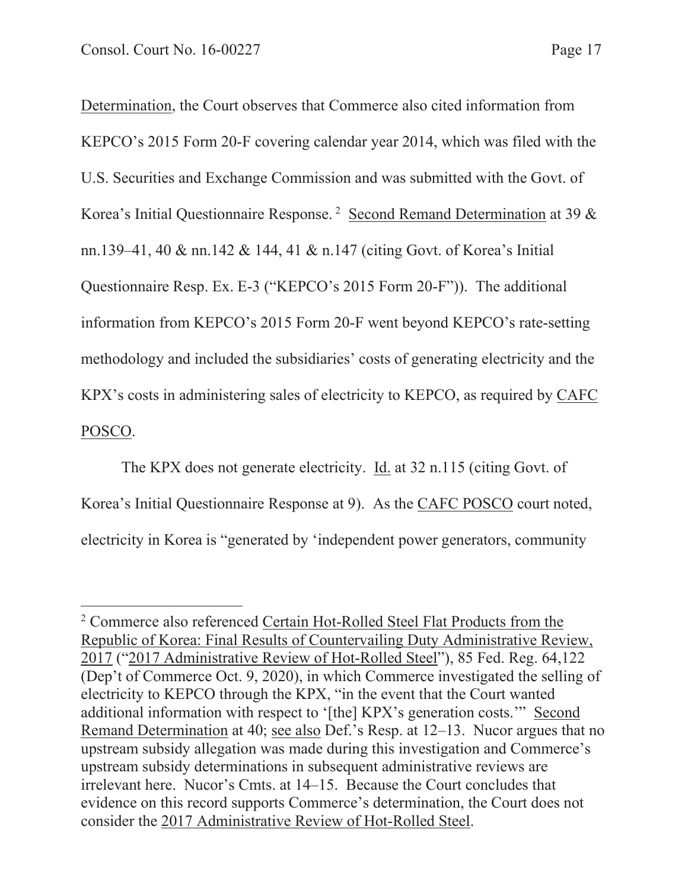Determination, the Court observes that Commerce also cited information from KEPCO's 2015 Form 20-F covering calendar year 2014, which was filed with the U.S. Securities and Exchange Commission and was submitted with the Govt. of Korea's Initial Questionnaire Response.[2] Second Remand Determination at 39 & nn.139–41, 40 & nn.142 & 144, 41 & n.147 (citing Govt. of Korea's Initial Questionnaire Resp. Ex. E-3 ("KEPCO's 2015 Form 20-F")). The additional information from KEPCO's 2015 Form 20-F went beyond KEPCO's rate-setting methodology and included the subsidiaries' costs of generating electricity and the KPX's costs in administering sales of electricity to KEPCO, as required by CAFC POSCO.

The KPX does not generate electricity. Id. at 32 n.115 (citing Govt. of Korea's Initial Questionnaire Response at 9). As the CAFC POSCO court noted, electricity in Korea is "generated by 'independent power generators, community

---

[2] Commerce also referenced Certain Hot-Rolled Steel Flat Products from the Republic of Korea: Final Results of Countervailing Duty Administrative Review, 2017 ("2017 Administrative Review of Hot-Rolled Steel"), 85 Fed. Reg. 64,122 (Dep't of Commerce Oct. 9, 2020), in which Commerce investigated the selling of electricity to KEPCO through the KPX, "in the event that the Court wanted additional information with respect to '[the] KPX's generation costs.'" Second Remand Determination at 40; see also Def.'s Resp. at 12–13. Nucor argues that no upstream subsidy allegation was made during this investigation and Commerce's upstream subsidy determinations in subsequent administrative reviews are irrelevant here. Nucor's Cmts. at 14–15. Because the Court concludes that evidence on this record supports Commerce's determination, the Court does not consider the 2017 Administrative Review of Hot-Rolled Steel.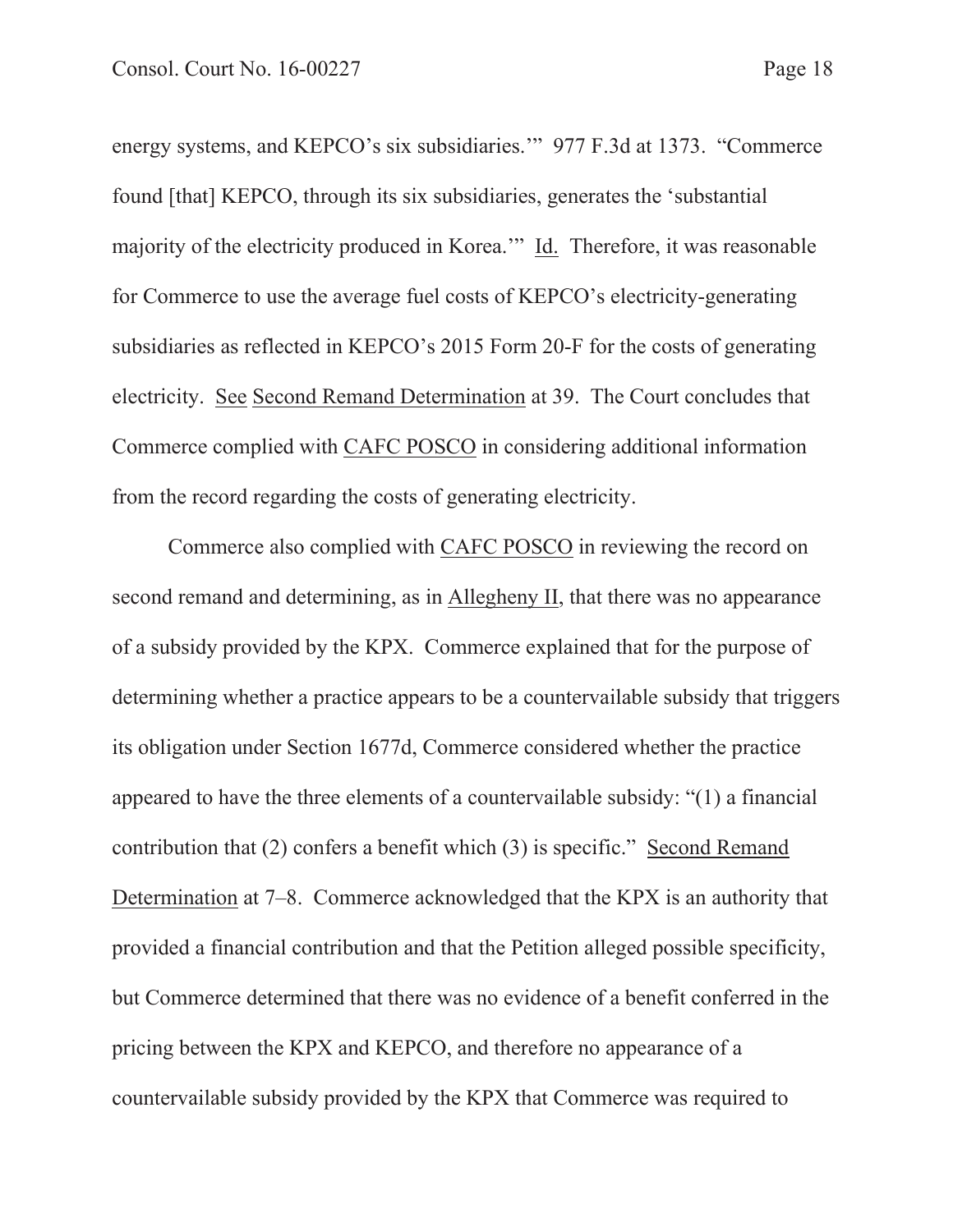energy systems, and KEPCO's six subsidiaries.'" 977 F.3d at 1373. "Commerce found [that] KEPCO, through its six subsidiaries, generates the 'substantial majority of the electricity produced in Korea.'" Id. Therefore, it was reasonable for Commerce to use the average fuel costs of KEPCO's electricity-generating subsidiaries as reflected in KEPCO's 2015 Form 20-F for the costs of generating electricity. See Second Remand Determination at 39. The Court concludes that Commerce complied with CAFC POSCO in considering additional information from the record regarding the costs of generating electricity.

Commerce also complied with CAFC POSCO in reviewing the record on second remand and determining, as in Allegheny II, that there was no appearance of a subsidy provided by the KPX. Commerce explained that for the purpose of determining whether a practice appears to be a countervailable subsidy that triggers its obligation under Section 1677d, Commerce considered whether the practice appeared to have the three elements of a countervailable subsidy: "(1) a financial contribution that (2) confers a benefit which (3) is specific." Second Remand Determination at 7–8. Commerce acknowledged that the KPX is an authority that provided a financial contribution and that the Petition alleged possible specificity, but Commerce determined that there was no evidence of a benefit conferred in the pricing between the KPX and KEPCO, and therefore no appearance of a countervailable subsidy provided by the KPX that Commerce was required to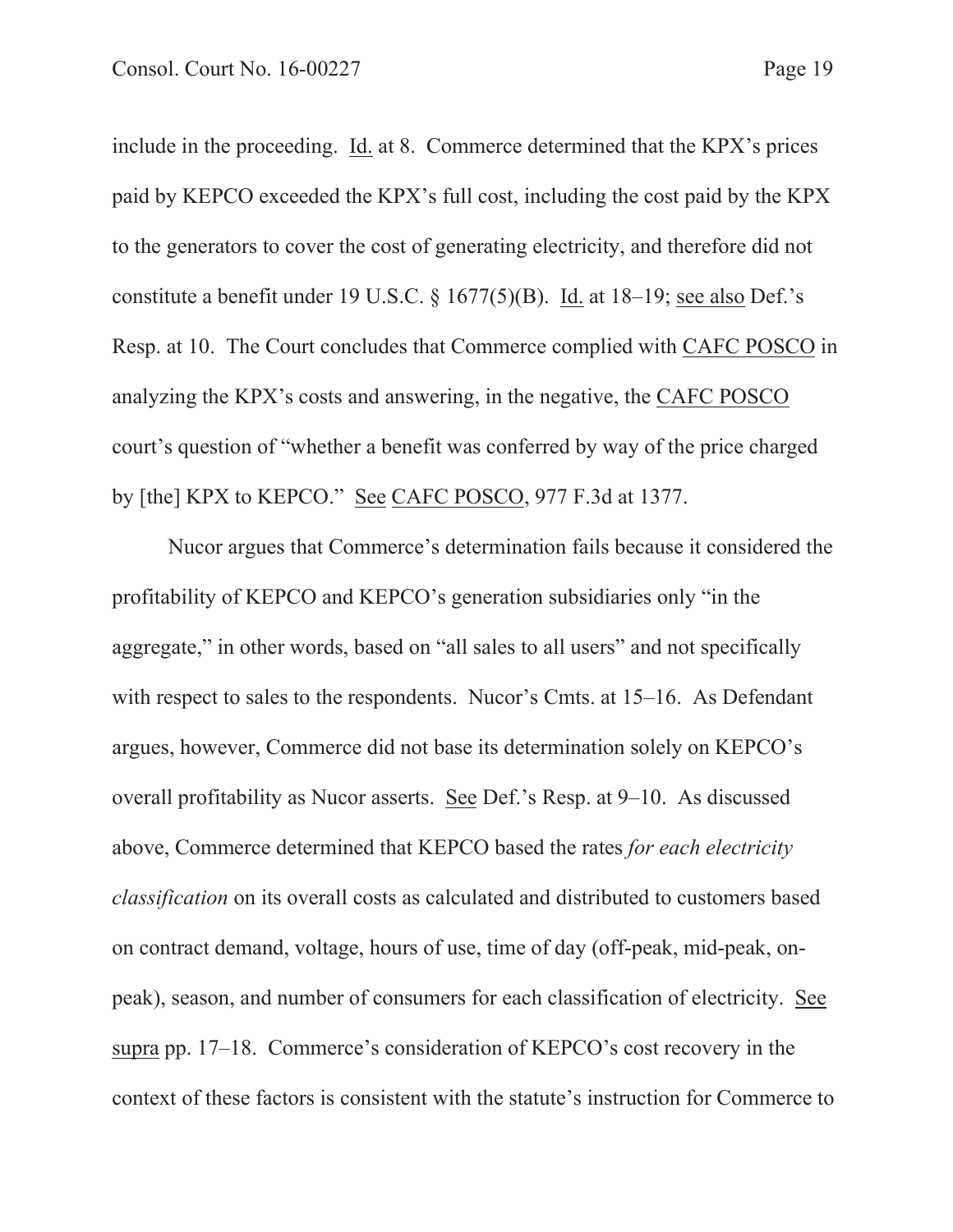include in the proceeding. Id. at 8. Commerce determined that the KPX's prices paid by KEPCO exceeded the KPX's full cost, including the cost paid by the KPX to the generators to cover the cost of generating electricity, and therefore did not constitute a benefit under 19 U.S.C. § 1677(5)(B). Id. at 18–19; see also Def.'s Resp. at 10. The Court concludes that Commerce complied with CAFC POSCO in analyzing the KPX's costs and answering, in the negative, the CAFC POSCO court's question of "whether a benefit was conferred by way of the price charged by [the] KPX to KEPCO." See CAFC POSCO, 977 F.3d at 1377.

Nucor argues that Commerce's determination fails because it considered the profitability of KEPCO and KEPCO's generation subsidiaries only "in the aggregate," in other words, based on "all sales to all users" and not specifically with respect to sales to the respondents. Nucor's Cmts. at 15–16. As Defendant argues, however, Commerce did not base its determination solely on KEPCO's overall profitability as Nucor asserts. See Def.'s Resp. at 9–10. As discussed above, Commerce determined that KEPCO based the rates *for each electricity classification* on its overall costs as calculated and distributed to customers based on contract demand, voltage, hours of use, time of day (off-peak, mid-peak, on-peak), season, and number of consumers for each classification of electricity. See supra pp. 17–18. Commerce's consideration of KEPCO's cost recovery in the context of these factors is consistent with the statute's instruction for Commerce to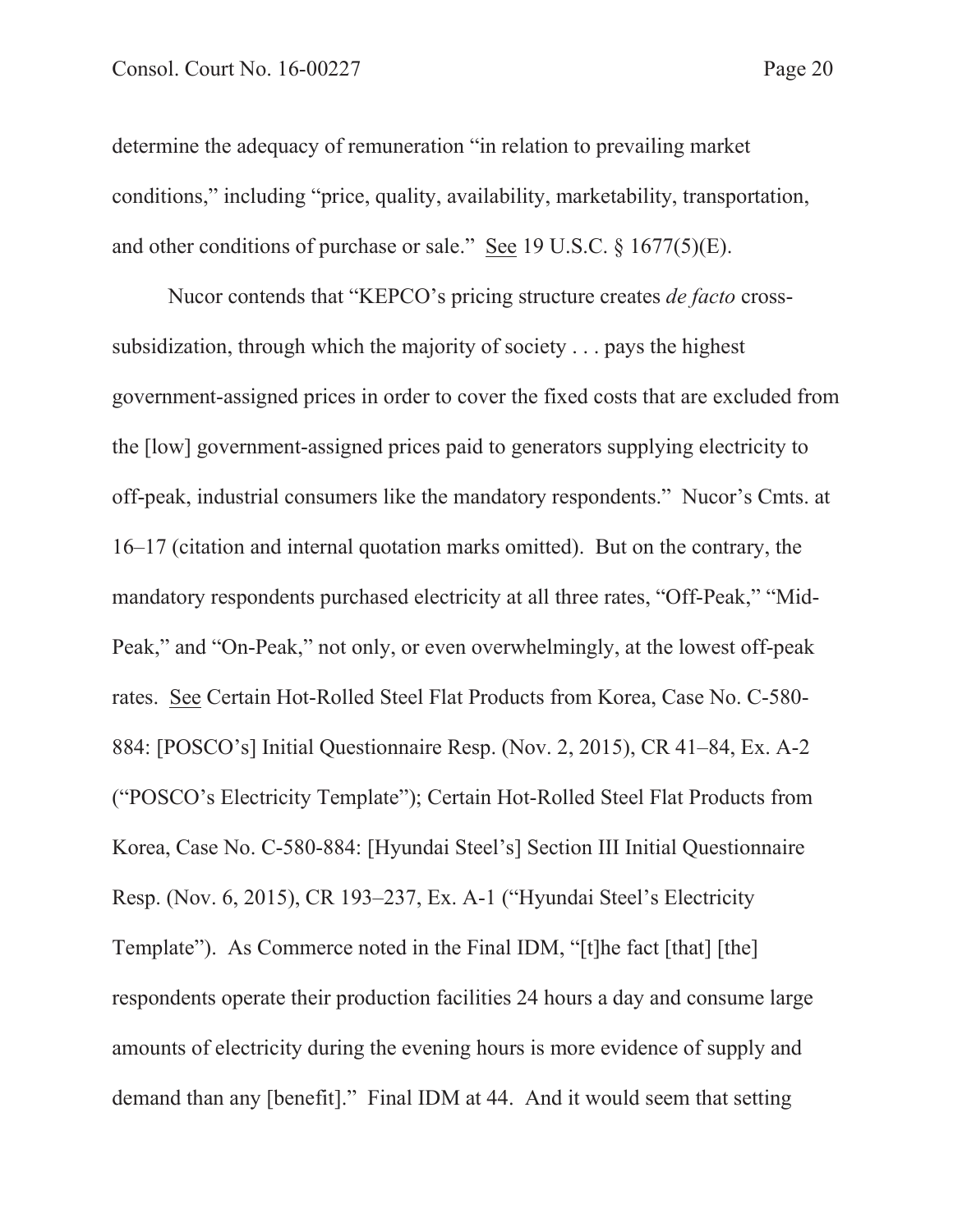determine the adequacy of remuneration "in relation to prevailing market conditions," including "price, quality, availability, marketability, transportation, and other conditions of purchase or sale." See 19 U.S.C. § 1677(5)(E).

Nucor contends that "KEPCO's pricing structure creates *de facto* cross-subsidization, through which the majority of society . . . pays the highest government-assigned prices in order to cover the fixed costs that are excluded from the [low] government-assigned prices paid to generators supplying electricity to off-peak, industrial consumers like the mandatory respondents." Nucor's Cmts. at 16–17 (citation and internal quotation marks omitted). But on the contrary, the mandatory respondents purchased electricity at all three rates, "Off-Peak," "Mid-Peak," and "On-Peak," not only, or even overwhelmingly, at the lowest off-peak rates. See Certain Hot-Rolled Steel Flat Products from Korea, Case No. C-580-884: [POSCO's] Initial Questionnaire Resp. (Nov. 2, 2015), CR 41–84, Ex. A-2 ("POSCO's Electricity Template"); Certain Hot-Rolled Steel Flat Products from Korea, Case No. C-580-884: [Hyundai Steel's] Section III Initial Questionnaire Resp. (Nov. 6, 2015), CR 193–237, Ex. A-1 ("Hyundai Steel's Electricity Template"). As Commerce noted in the Final IDM, "[t]he fact [that] [the] respondents operate their production facilities 24 hours a day and consume large amounts of electricity during the evening hours is more evidence of supply and demand than any [benefit]." Final IDM at 44. And it would seem that setting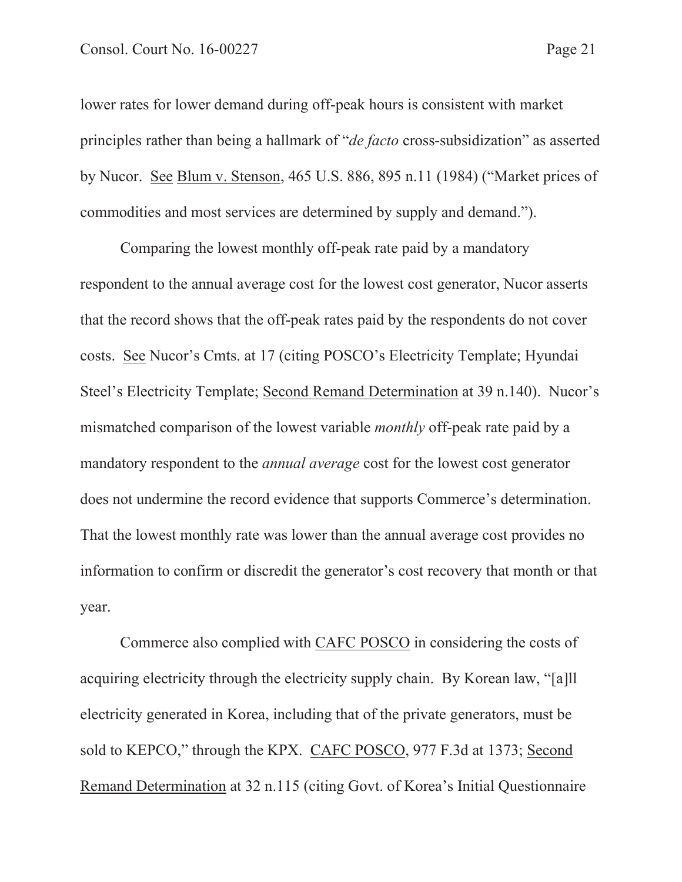lower rates for lower demand during off-peak hours is consistent with market principles rather than being a hallmark of "*de facto* cross-subsidization" as asserted by Nucor. See Blum v. Stenson, 465 U.S. 886, 895 n.11 (1984) ("Market prices of commodities and most services are determined by supply and demand.").

Comparing the lowest monthly off-peak rate paid by a mandatory respondent to the annual average cost for the lowest cost generator, Nucor asserts that the record shows that the off-peak rates paid by the respondents do not cover costs. See Nucor's Cmts. at 17 (citing POSCO's Electricity Template; Hyundai Steel's Electricity Template; Second Remand Determination at 39 n.140). Nucor's mismatched comparison of the lowest variable *monthly* off-peak rate paid by a mandatory respondent to the *annual average* cost for the lowest cost generator does not undermine the record evidence that supports Commerce's determination. That the lowest monthly rate was lower than the annual average cost provides no information to confirm or discredit the generator's cost recovery that month or that year.

Commerce also complied with CAFC POSCO in considering the costs of acquiring electricity through the electricity supply chain. By Korean law, "[a]ll electricity generated in Korea, including that of the private generators, must be sold to KEPCO," through the KPX. CAFC POSCO, 977 F.3d at 1373; Second Remand Determination at 32 n.115 (citing Govt. of Korea's Initial Questionnaire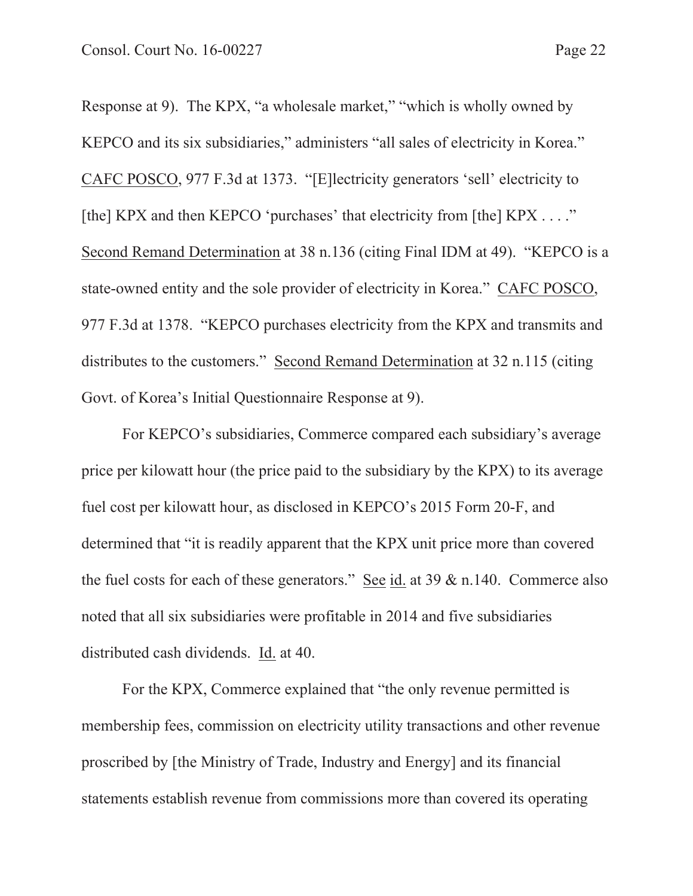Response at 9). The KPX, "a wholesale market," "which is wholly owned by KEPCO and its six subsidiaries," administers "all sales of electricity in Korea." CAFC POSCO, 977 F.3d at 1373. "[E]lectricity generators 'sell' electricity to [the] KPX and then KEPCO 'purchases' that electricity from [the] KPX . . . ." Second Remand Determination at 38 n.136 (citing Final IDM at 49). "KEPCO is a state-owned entity and the sole provider of electricity in Korea." CAFC POSCO, 977 F.3d at 1378. "KEPCO purchases electricity from the KPX and transmits and distributes to the customers." Second Remand Determination at 32 n.115 (citing Govt. of Korea's Initial Questionnaire Response at 9).

For KEPCO's subsidiaries, Commerce compared each subsidiary's average price per kilowatt hour (the price paid to the subsidiary by the KPX) to its average fuel cost per kilowatt hour, as disclosed in KEPCO's 2015 Form 20-F, and determined that "it is readily apparent that the KPX unit price more than covered the fuel costs for each of these generators." See id. at 39 & n.140. Commerce also noted that all six subsidiaries were profitable in 2014 and five subsidiaries distributed cash dividends. Id. at 40.

For the KPX, Commerce explained that "the only revenue permitted is membership fees, commission on electricity utility transactions and other revenue proscribed by [the Ministry of Trade, Industry and Energy] and its financial statements establish revenue from commissions more than covered its operating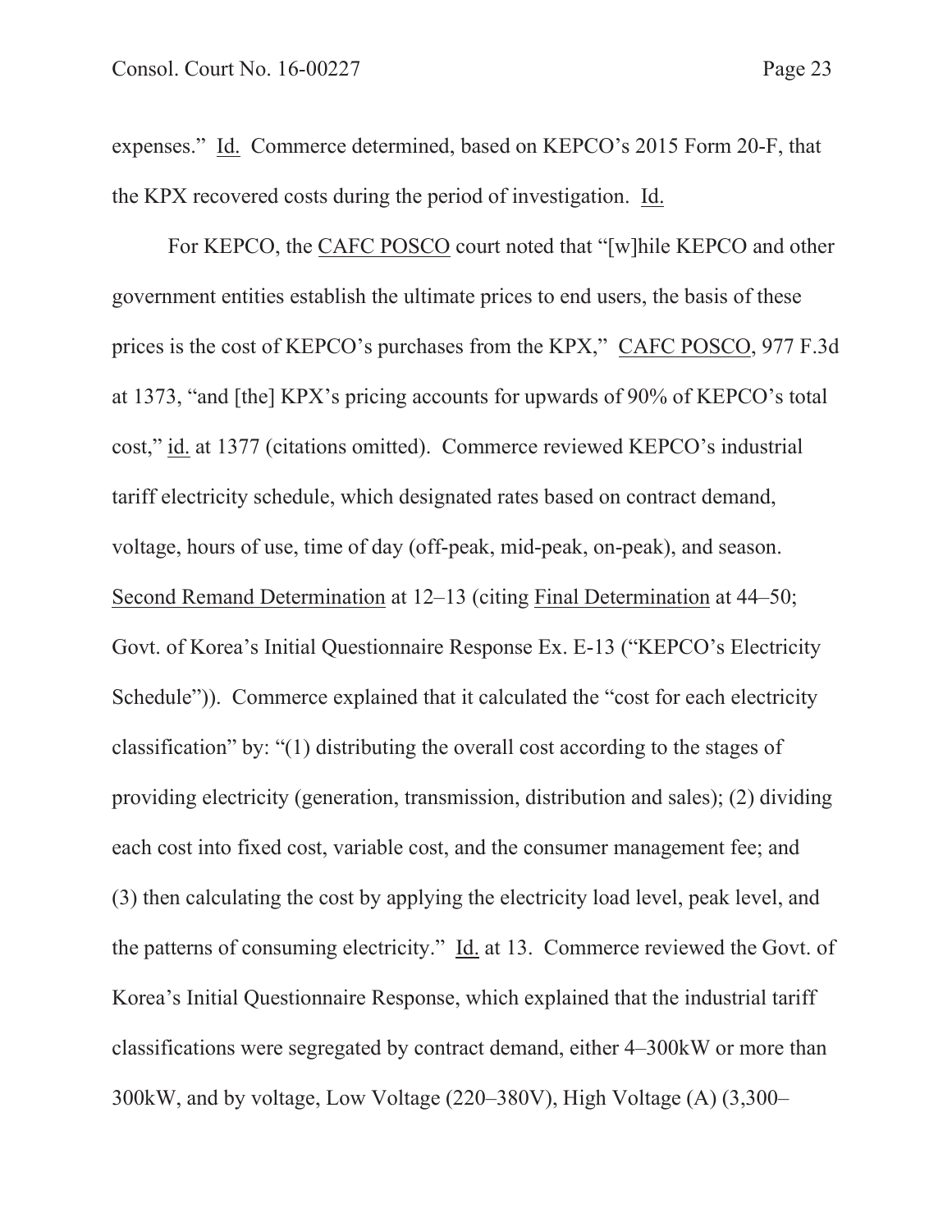expenses." Id. Commerce determined, based on KEPCO's 2015 Form 20-F, that the KPX recovered costs during the period of investigation. Id.

For KEPCO, the CAFC POSCO court noted that "[w]hile KEPCO and other government entities establish the ultimate prices to end users, the basis of these prices is the cost of KEPCO's purchases from the KPX," CAFC POSCO, 977 F.3d at 1373, "and [the] KPX's pricing accounts for upwards of 90% of KEPCO's total cost," id. at 1377 (citations omitted). Commerce reviewed KEPCO's industrial tariff electricity schedule, which designated rates based on contract demand, voltage, hours of use, time of day (off-peak, mid-peak, on-peak), and season. Second Remand Determination at 12–13 (citing Final Determination at 44–50; Govt. of Korea's Initial Questionnaire Response Ex. E-13 ("KEPCO's Electricity Schedule")). Commerce explained that it calculated the "cost for each electricity classification" by: "(1) distributing the overall cost according to the stages of providing electricity (generation, transmission, distribution and sales); (2) dividing each cost into fixed cost, variable cost, and the consumer management fee; and (3) then calculating the cost by applying the electricity load level, peak level, and the patterns of consuming electricity." Id. at 13. Commerce reviewed the Govt. of Korea's Initial Questionnaire Response, which explained that the industrial tariff classifications were segregated by contract demand, either 4–300kW or more than 300kW, and by voltage, Low Voltage (220–380V), High Voltage (A) (3,300–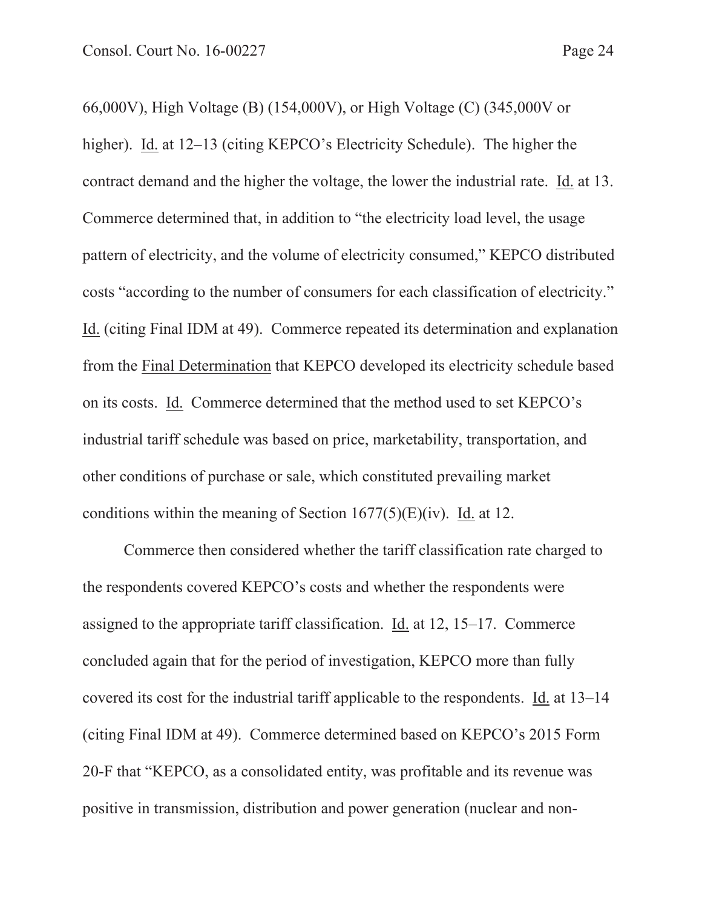66,000V), High Voltage (B) (154,000V), or High Voltage (C) (345,000V or higher). Id. at 12–13 (citing KEPCO's Electricity Schedule). The higher the contract demand and the higher the voltage, the lower the industrial rate. Id. at 13. Commerce determined that, in addition to "the electricity load level, the usage pattern of electricity, and the volume of electricity consumed," KEPCO distributed costs "according to the number of consumers for each classification of electricity." Id. (citing Final IDM at 49). Commerce repeated its determination and explanation from the Final Determination that KEPCO developed its electricity schedule based on its costs. Id. Commerce determined that the method used to set KEPCO's industrial tariff schedule was based on price, marketability, transportation, and other conditions of purchase or sale, which constituted prevailing market conditions within the meaning of Section 1677(5)(E)(iv). Id. at 12.

Commerce then considered whether the tariff classification rate charged to the respondents covered KEPCO's costs and whether the respondents were assigned to the appropriate tariff classification. Id. at 12, 15–17. Commerce concluded again that for the period of investigation, KEPCO more than fully covered its cost for the industrial tariff applicable to the respondents. Id. at 13–14 (citing Final IDM at 49). Commerce determined based on KEPCO's 2015 Form 20-F that "KEPCO, as a consolidated entity, was profitable and its revenue was positive in transmission, distribution and power generation (nuclear and non-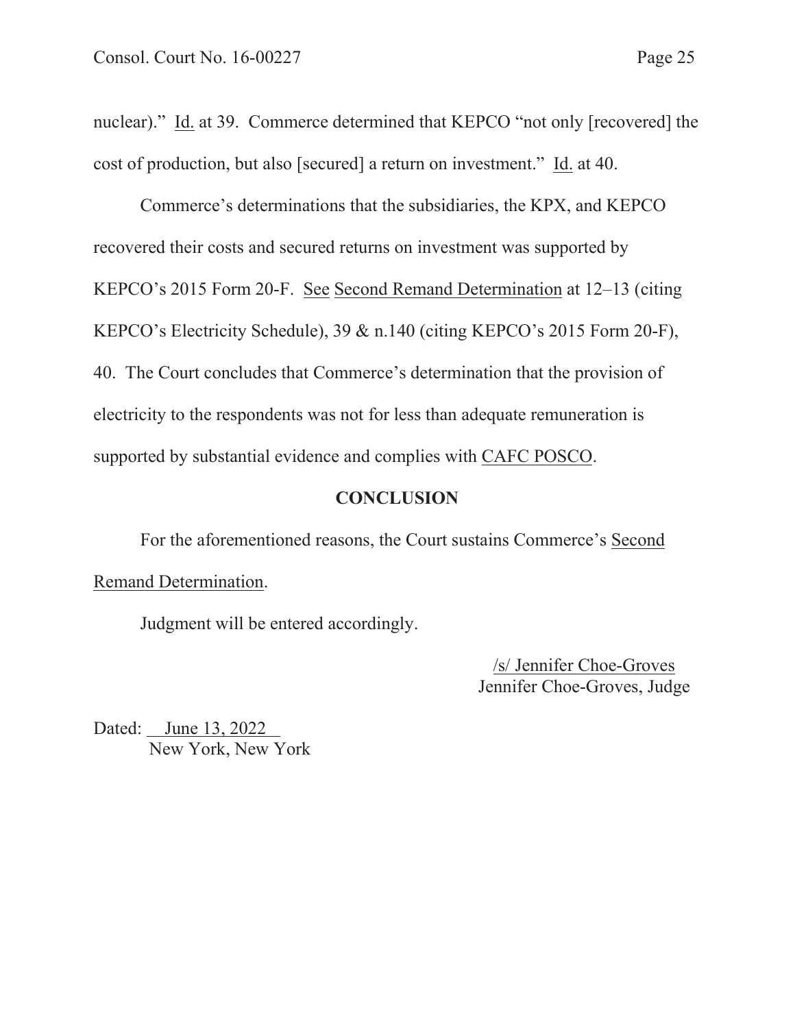nuclear)." Id. at 39. Commerce determined that KEPCO "not only [recovered] the cost of production, but also [secured] a return on investment." Id. at 40.

Commerce's determinations that the subsidiaries, the KPX, and KEPCO recovered their costs and secured returns on investment was supported by KEPCO's 2015 Form 20-F. See Second Remand Determination at 12–13 (citing KEPCO's Electricity Schedule), 39 & n.140 (citing KEPCO's 2015 Form 20-F), 40. The Court concludes that Commerce's determination that the provision of electricity to the respondents was not for less than adequate remuneration is supported by substantial evidence and complies with CAFC POSCO.

## CONCLUSION

For the aforementioned reasons, the Court sustains Commerce's Second Remand Determination.

Judgment will be entered accordingly.

/s/ Jennifer Choe-Groves
Jennifer Choe-Groves, Judge

Dated: June 13, 2022
New York, New York